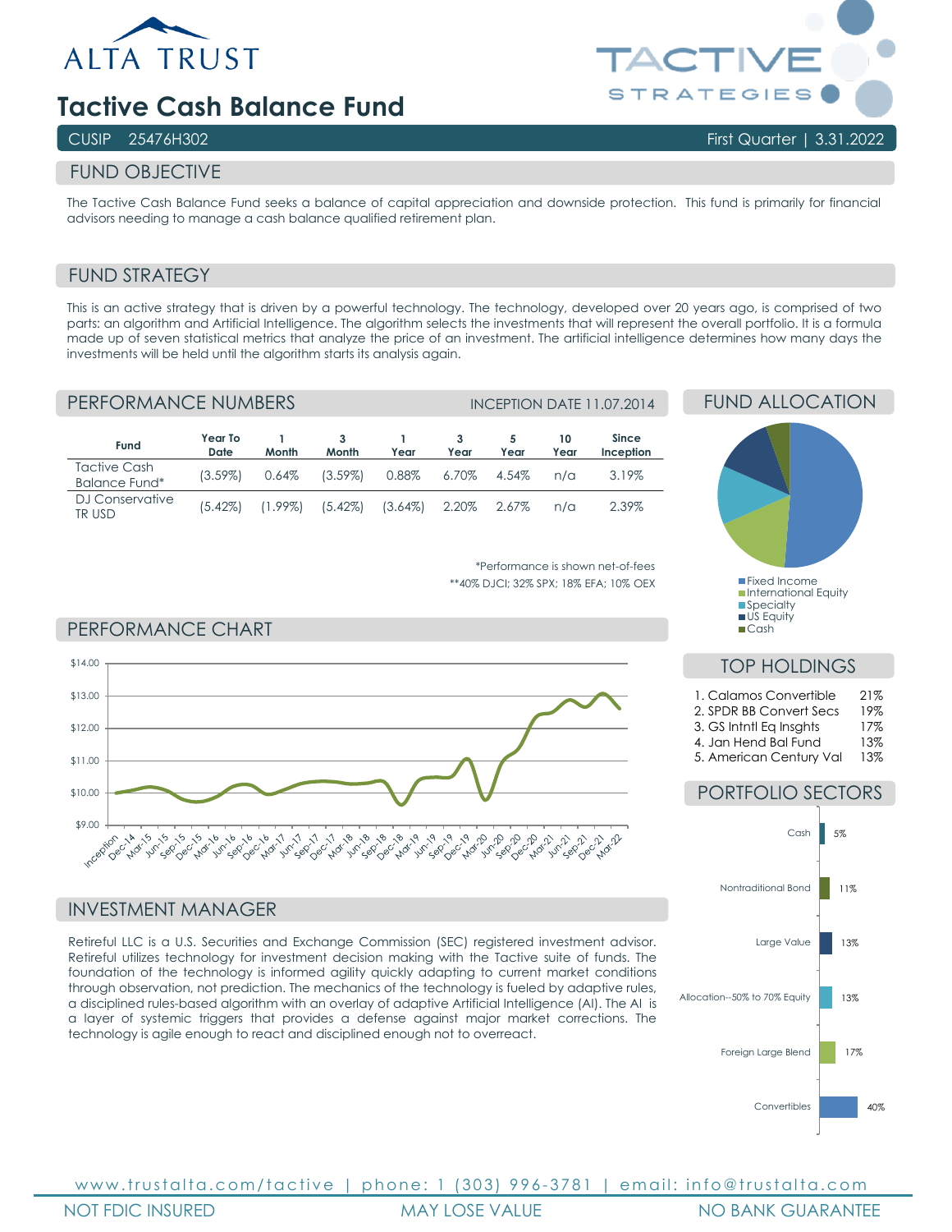ALTA TRUST

TACTIVE STRATEGIES

# Tactive Cash Balance Fund

CUSIP 25476H302 | First Quarter | 3.31.2022

## FUND OBJECTIVE

The Tactive Cash Balance Fund seeks a balance of capital appreciation and downside protection. This fund is primarily for financial advisors needing to manage a cash balance qualified retirement plan.

## FUND STRATEGY

This is an active strategy that is driven by a powerful technology. The technology, developed over 20 years ago, is comprised of two parts: an algorithm and Artificial Intelligence. The algorithm selects the investments that will represent the overall portfolio. It is a formula made up of seven statistical metrics that analyze the price of an investment. The artificial intelligence determines how many days the investments will be held until the algorithm starts its analysis again.

## PERFORMANCE NUMBERS

INCEPTION DATE 11.07.2014

| Fund | Year To Date | 1 Month | 3 Month | 1 Year | 3 Year | 5 Year | 10 Year | Since Inception |
|---|---|---|---|---|---|---|---|---|
| Tactive Cash Balance Fund* | (3.59%) | 0.64% | (3.59%) | 0.88% | 6.70% | 4.54% | n/a | 3.19% |
| DJ Conservative TR USD | (5.42%) | (1.99%) | (5.42%) | (3.64%) | 2.20% | 2.67% | n/a | 2.39% |

*Performance is shown net-of-fees

**40% DJCI; 32% SPX; 18% EFA; 10% OEX

## FUND ALLOCATION

Fixed Income
International Equity
Specialty
US Equity
Cash

## PERFORMANCE CHART

$14.00
$13.00
$12.00
$11.00
$10.00
$9.00

Inception, Dec-14, Mar-15, Jun-15, Sep-15, Dec-15, Mar-16, Jun-16, Sep-16, Dec-16, Mar-17, Jun-17, Sep-17, Dec-17, Mar-18, Jun-18, Sep-18, Dec-18, Mar-19, Jun-19, Sep-19, Dec-19, Mar-20, Jun-20, Sep-20, Dec-20, Mar-21, Jun-21, Sep-21, Dec-21, Mar-22

## TOP HOLDINGS

| | |
|---|---|
| 1. Calamos Convertible | 21% |
| 2. SPDR BB Convert Secs | 19% |
| 3. GS Intntl Eq Insghts | 17% |
| 4. Jan Hend Bal Fund | 13% |
| 5. American Century Val | 13% |

## PORTFOLIO SECTORS

Cash 5%
Nontraditional Bond 11%
Large Value 13%
Allocation--50% to 70% Equity 13%
Foreign Large Blend 17%
Convertibles 40%

## INVESTMENT MANAGER

Retireful LLC is a U.S. Securities and Exchange Commission (SEC) registered investment advisor. Retireful utilizes technology for investment decision making with the Tactive suite of funds. The foundation of the technology is informed agility quickly adapting to current market conditions through observation, not prediction. The mechanics of the technology is fueled by adaptive rules, a disciplined rules-based algorithm with an overlay of adaptive Artificial Intelligence (AI). The AI is a layer of systemic triggers that provides a defense against major market corrections. The technology is agile enough to react and disciplined enough not to overreact.

www.trustalta.com/tactive | phone: 1 (303) 996-3781 | email: info@trustalta.com

NOT FDIC INSURED | MAY LOSE VALUE | NO BANK GUARANTEE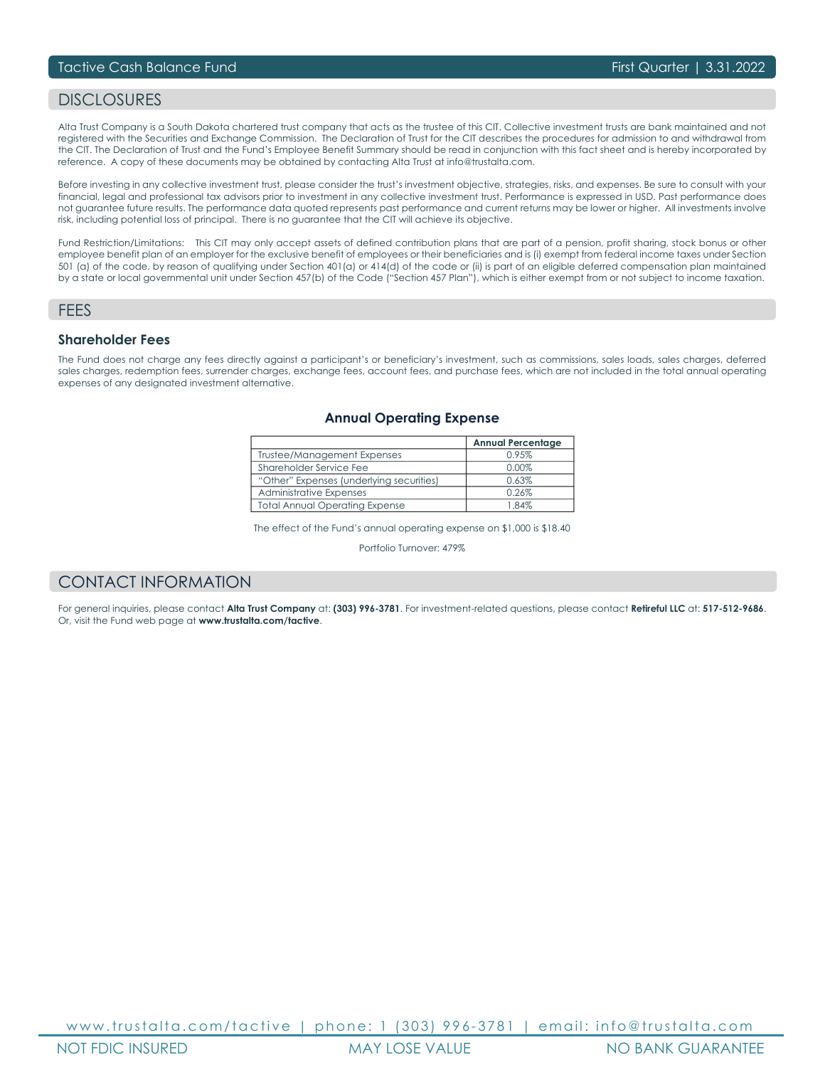## DISCLOSURES

Alta Trust Company is a South Dakota chartered trust company that acts as the trustee of this CIT. Collective investment trusts are bank maintained and not registered with the Securities and Exchange Commission. The Declaration of Trust for the CIT describes the procedures for admission to and withdrawal from the CIT. The Declaration of Trust and the Fund's Employee Benefit Summary should be read in conjunction with this fact sheet and is hereby incorporated by reference. A copy of these documents may be obtained by contacting Alta Trust at info@trustalta.com.

Before investing in any collective investment trust, please consider the trust's investment objective, strategies, risks, and expenses. Be sure to consult with your financial, legal and professional tax advisors prior to investment in any collective investment trust. Performance is expressed in USD. Past performance does not guarantee future results. The performance data quoted represents past performance and current returns may be lower or higher. All investments involve risk, including potential loss of principal. There is no guarantee that the CIT will achieve its objective.

Fund Restriction/Limitations: This CIT may only accept assets of defined contribution plans that are part of a pension, profit sharing, stock bonus or other employee benefit plan of an employer for the exclusive benefit of employees or their beneficiaries and is (i) exempt from federal income taxes under Section 501 (a) of the code, by reason of qualifying under Section 401(a) or 414(d) of the code or (ii) is part of an eligible deferred compensation plan maintained by a state or local governmental unit under Section 457(b) of the Code ("Section 457 Plan"), which is either exempt from or not subject to income taxation.

## FEES

### Shareholder Fees

The Fund does not charge any fees directly against a participant's or beneficiary's investment, such as commissions, sales loads, sales charges, deferred sales charges, redemption fees, surrender charges, exchange fees, account fees, and purchase fees, which are not included in the total annual operating expenses of any designated investment alternative.

### Annual Operating Expense

| | Annual Percentage |
|---|---|
| Trustee/Management Expenses | 0.95% |
| Shareholder Service Fee | 0.00% |
| "Other" Expenses (underlying securities) | 0.63% |
| Administrative Expenses | 0.26% |
| Total Annual Operating Expense | 1.84% |

The effect of the Fund's annual operating expense on $1,000 is $18.40

Portfolio Turnover: 479%

## CONTACT INFORMATION

For general inquiries, please contact **Alta Trust Company** at: **(303) 996-3781**. For investment-related questions, please contact **Retireful LLC** at: **517-512-9686**. Or, visit the Fund web page at **www.trustalta.com/tactive**.

www.trustalta.com/tactive | phone: 1 (303) 996-3781 | email: info@trustalta.com

NOT FDIC INSURED MAY LOSE VALUE NO BANK GUARANTEE